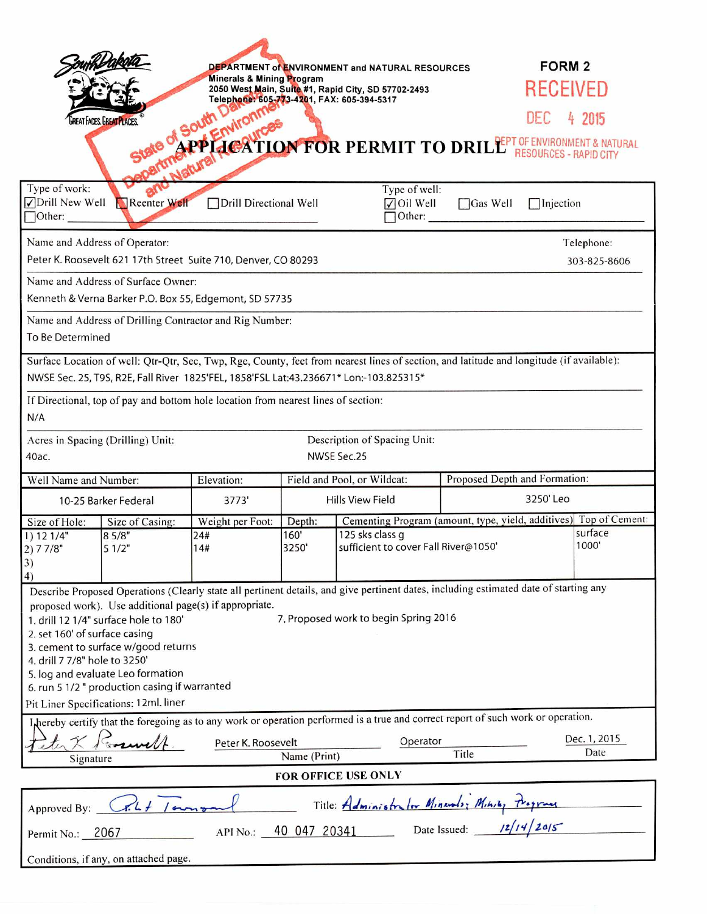DEPARTMENT of ENVIRONMENT and NATURAL RESOURCES
Minerals & Mining Program
2050 West Main, Suite #1, Rapid City, SD 57702-2493
Telephone: 605-773-4201, FAX: 605-394-5317

**FORM 2**

RECEIVED
DEC 4 2015
DEPT OF ENVIRONMENT & NATURAL RESOURCES - RAPID CITY

State of South Dakota Department of Environment and Natural Resources

# APPLICATION FOR PERMIT TO DRILL

Type of work: ☑ Drill New Well ☐ Reenter Well ☐ Drill Directional Well ☐ Other: ____

Type of well: ☑ Oil Well ☐ Gas Well ☐ Injection ☐ Other: ____

Name and Address of Operator:
Peter K. Roosevelt 621 17th Street Suite 710, Denver, CO 80293

Telephone: 303-825-8606

Name and Address of Surface Owner:
Kenneth & Verna Barker P.O. Box 55, Edgemont, SD 57735

Name and Address of Drilling Contractor and Rig Number:
To Be Determined

Surface Location of well: Qtr-Qtr, Sec, Twp, Rge, County, feet from nearest lines of section, and latitude and longitude (if available):
NWSE Sec. 25, T9S, R2E, Fall River 1825'FEL, 1858'FSL Lat:43.236671* Lon:-103.825315*

If Directional, top of pay and bottom hole location from nearest lines of section:
N/A

Acres in Spacing (Drilling) Unit: 40ac.

Description of Spacing Unit: NWSE Sec.25

| Well Name and Number: | Elevation: | Field and Pool, or Wildcat: | Proposed Depth and Formation: |
|---|---|---|---|
| 10-25 Barker Federal | 3773' | Hills View Field | 3250' Leo |

| Size of Hole: | Size of Casing: | Weight per Foot: | Depth: | Cementing Program (amount, type, yield, additives) | Top of Cement: |
|---|---|---|---|---|---|
| 1) 12 1/4" | 8 5/8" | 24# | 160' | 125 sks class g | surface |
| 2) 7 7/8" | 5 1/2" | 14# | 3250' | sufficient to cover Fall River@1050' | 1000' |
| 3) | | | | | |
| 4) | | | | | |

Describe Proposed Operations (Clearly state all pertinent details, and give pertinent dates, including estimated date of starting any proposed work). Use additional page(s) if appropriate.

1. drill 12 1/4" surface hole to 180'
2. set 160' of surface casing
3. cement to surface w/good returns
4. drill 7 7/8" hole to 3250'
5. log and evaluate Leo formation
6. run 5 1/2 " production casing if warranted
7. Proposed work to begin Spring 2016

Pit Liner Specifications: 12ml. liner

I hereby certify that the foregoing as to any work or operation performed is a true and correct report of such work or operation.

| Signature | Name (Print) | Title | Date |
|---|---|---|---|
| Peter K. Roosevelt | Peter K. Roosevelt | Operator | Dec. 1, 2015 |

**FOR OFFICE USE ONLY**

Approved By: Robt Townsend    Title: Administrator Minerals & Mining Program

Permit No.: 2067    API No.: 40 047 20341    Date Issued: 12/14/2015

Conditions, if any, on attached page.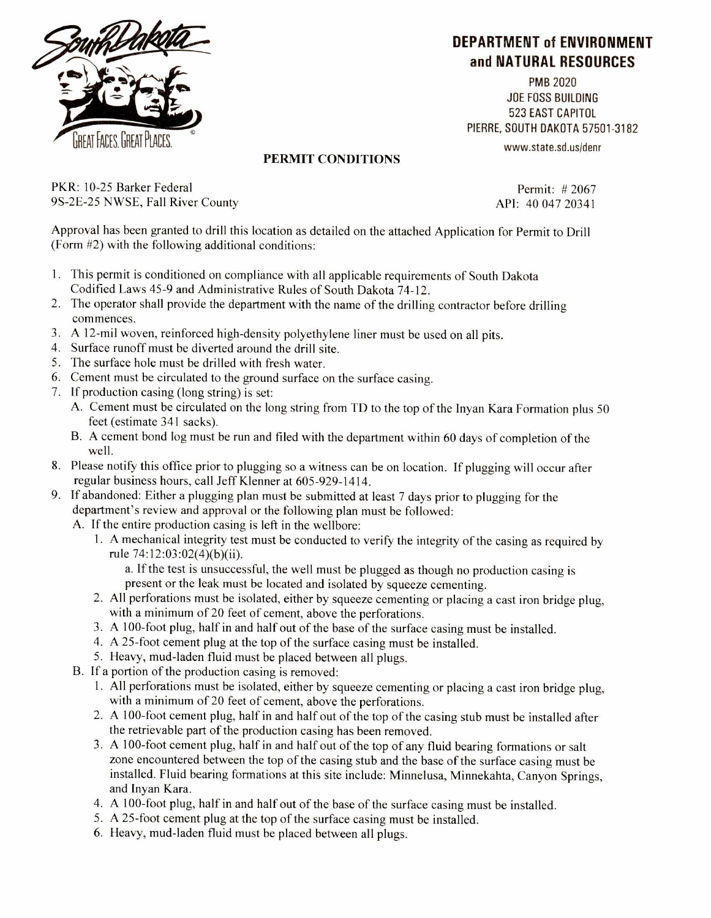**DEPARTMENT of ENVIRONMENT and NATURAL RESOURCES**

PMB 2020
JOE FOSS BUILDING
523 EAST CAPITOL
PIERRE, SOUTH DAKOTA 57501-3182

www.state.sd.us/denr

## PERMIT CONDITIONS

PKR: 10-25 Barker Federal
9S-2E-25 NWSE, Fall River County

Permit: # 2067
API: 40 047 20341

Approval has been granted to drill this location as detailed on the attached Application for Permit to Drill (Form #2) with the following additional conditions:

1. This permit is conditioned on compliance with all applicable requirements of South Dakota Codified Laws 45-9 and Administrative Rules of South Dakota 74-12.
2. The operator shall provide the department with the name of the drilling contractor before drilling commences.
3. A 12-mil woven, reinforced high-density polyethylene liner must be used on all pits.
4. Surface runoff must be diverted around the drill site.
5. The surface hole must be drilled with fresh water.
6. Cement must be circulated to the ground surface on the surface casing.
7. If production casing (long string) is set:
   - A. Cement must be circulated on the long string from TD to the top of the Inyan Kara Formation plus 50 feet (estimate 341 sacks).
   - B. A cement bond log must be run and filed with the department within 60 days of completion of the well.
8. Please notify this office prior to plugging so a witness can be on location. If plugging will occur after regular business hours, call Jeff Klenner at 605-929-1414.
9. If abandoned: Either a plugging plan must be submitted at least 7 days prior to plugging for the department's review and approval or the following plan must be followed:
   - A. If the entire production casing is left in the wellbore:
     1. A mechanical integrity test must be conducted to verify the integrity of the casing as required by rule 74:12:03:02(4)(b)(ii).
        - a. If the test is unsuccessful, the well must be plugged as though no production casing is present or the leak must be located and isolated by squeeze cementing.
     2. All perforations must be isolated, either by squeeze cementing or placing a cast iron bridge plug, with a minimum of 20 feet of cement, above the perforations.
     3. A 100-foot plug, half in and half out of the base of the surface casing must be installed.
     4. A 25-foot cement plug at the top of the surface casing must be installed.
     5. Heavy, mud-laden fluid must be placed between all plugs.
   - B. If a portion of the production casing is removed:
     1. All perforations must be isolated, either by squeeze cementing or placing a cast iron bridge plug, with a minimum of 20 feet of cement, above the perforations.
     2. A 100-foot cement plug, half in and half out of the top of the casing stub must be installed after the retrievable part of the production casing has been removed.
     3. A 100-foot cement plug, half in and half out of the top of any fluid bearing formations or salt zone encountered between the top of the casing stub and the base of the surface casing must be installed. Fluid bearing formations at this site include: Minnelusa, Minnekahta, Canyon Springs, and Inyan Kara.
     4. A 100-foot plug, half in and half out of the base of the surface casing must be installed.
     5. A 25-foot cement plug at the top of the surface casing must be installed.
     6. Heavy, mud-laden fluid must be placed between all plugs.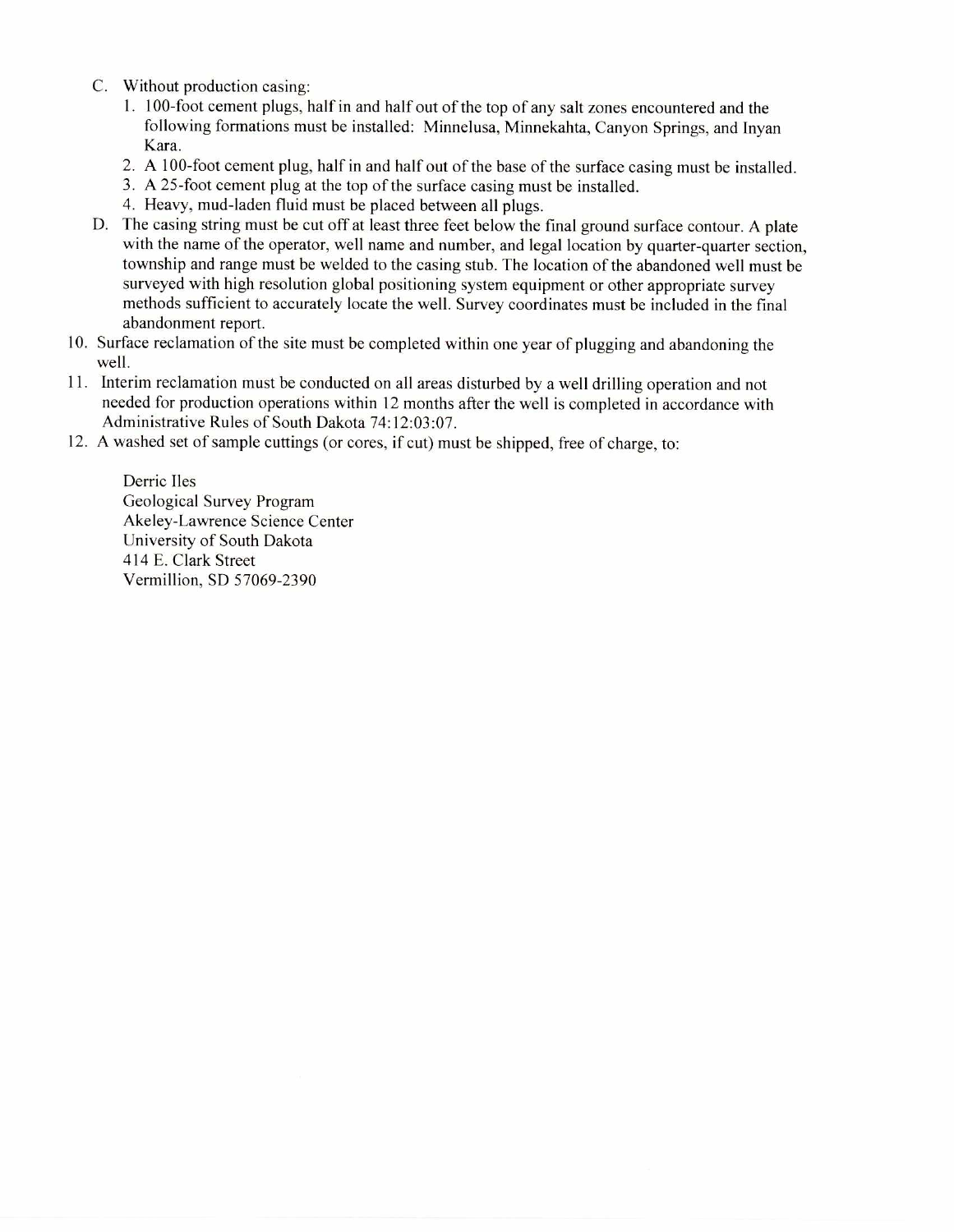C. Without production casing:
   1. 100-foot cement plugs, half in and half out of the top of any salt zones encountered and the following formations must be installed: Minnelusa, Minnekahta, Canyon Springs, and Inyan Kara.
   2. A 100-foot cement plug, half in and half out of the base of the surface casing must be installed.
   3. A 25-foot cement plug at the top of the surface casing must be installed.
   4. Heavy, mud-laden fluid must be placed between all plugs.

D. The casing string must be cut off at least three feet below the final ground surface contour. A plate with the name of the operator, well name and number, and legal location by quarter-quarter section, township and range must be welded to the casing stub. The location of the abandoned well must be surveyed with high resolution global positioning system equipment or other appropriate survey methods sufficient to accurately locate the well. Survey coordinates must be included in the final abandonment report.

10. Surface reclamation of the site must be completed within one year of plugging and abandoning the well.
11. Interim reclamation must be conducted on all areas disturbed by a well drilling operation and not needed for production operations within 12 months after the well is completed in accordance with Administrative Rules of South Dakota 74:12:03:07.
12. A washed set of sample cuttings (or cores, if cut) must be shipped, free of charge, to:

    Derric Iles  
    Geological Survey Program  
    Akeley-Lawrence Science Center  
    University of South Dakota  
    414 E. Clark Street  
    Vermillion, SD 57069-2390